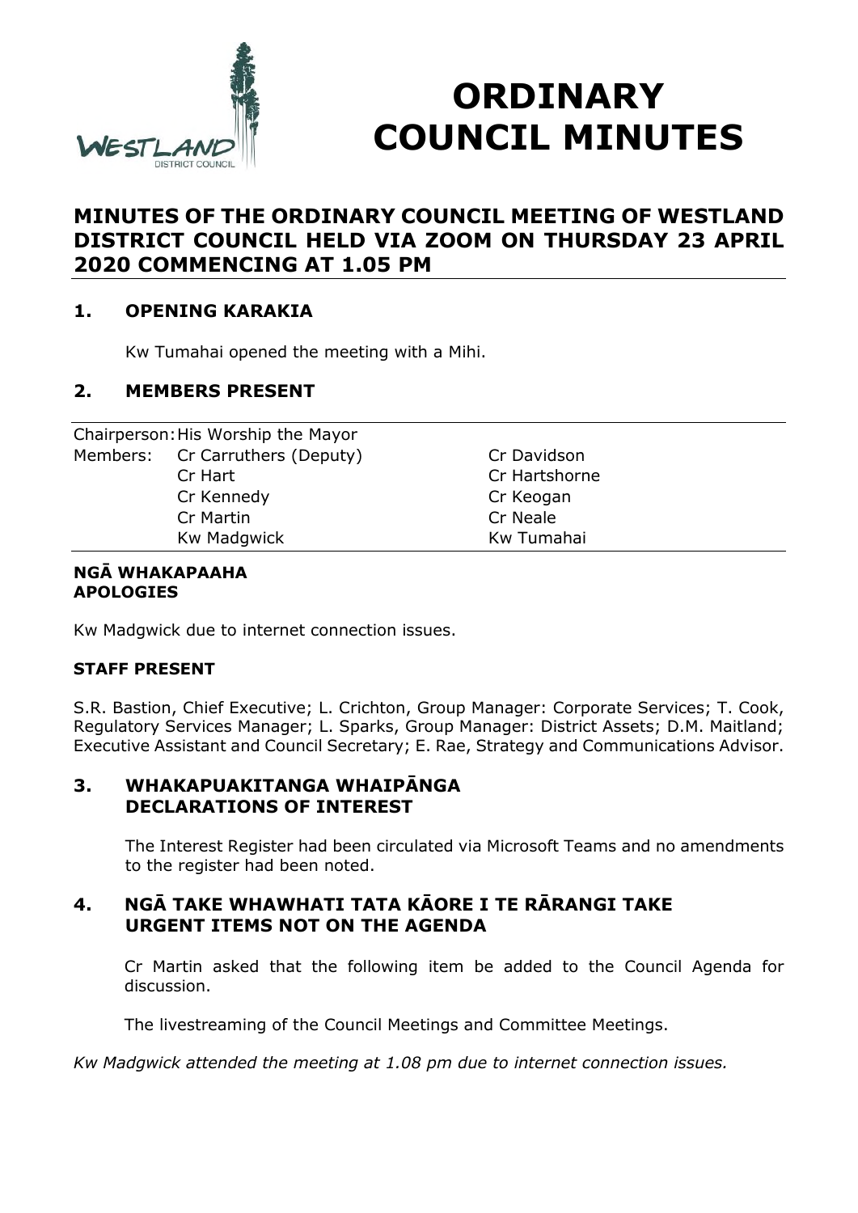# ORDINARY COUNCIL MINUTES

## MINUTES OF THE ORDINARY COUNCIL MEETING OF WESTLAND DISTRICT COUNCIL HELD VIA ZOOM ON THURSDAY 23 APRIL 2020 COMMENCING AT 1.05 PM

### 1. OPENING KARAKIA

Kw Tumahai opened the meeting with a Mihi.

### 2. MEMBERS PRESENT

| | | |
|---|---|---|
| Chairperson: | His Worship the Mayor | |
| Members: | Cr Carruthers (Deputy) | Cr Davidson |
| | Cr Hart | Cr Hartshorne |
| | Cr Kennedy | Cr Keogan |
| | Cr Martin | Cr Neale |
| | Kw Madgwick | Kw Tumahai |

**NGĀ WHAKAPAAHA**
**APOLOGIES**

Kw Madgwick due to internet connection issues.

**STAFF PRESENT**

S.R. Bastion, Chief Executive; L. Crichton, Group Manager: Corporate Services; T. Cook, Regulatory Services Manager; L. Sparks, Group Manager: District Assets; D.M. Maitland; Executive Assistant and Council Secretary; E. Rae, Strategy and Communications Advisor.

### 3. WHAKAPUAKITANGA WHAIPĀNGA DECLARATIONS OF INTEREST

The Interest Register had been circulated via Microsoft Teams and no amendments to the register had been noted.

### 4. NGĀ TAKE WHAWHATI TATA KĀORE I TE RĀRANGI TAKE URGENT ITEMS NOT ON THE AGENDA

Cr Martin asked that the following item be added to the Council Agenda for discussion.

The livestreaming of the Council Meetings and Committee Meetings.

*Kw Madgwick attended the meeting at 1.08 pm due to internet connection issues.*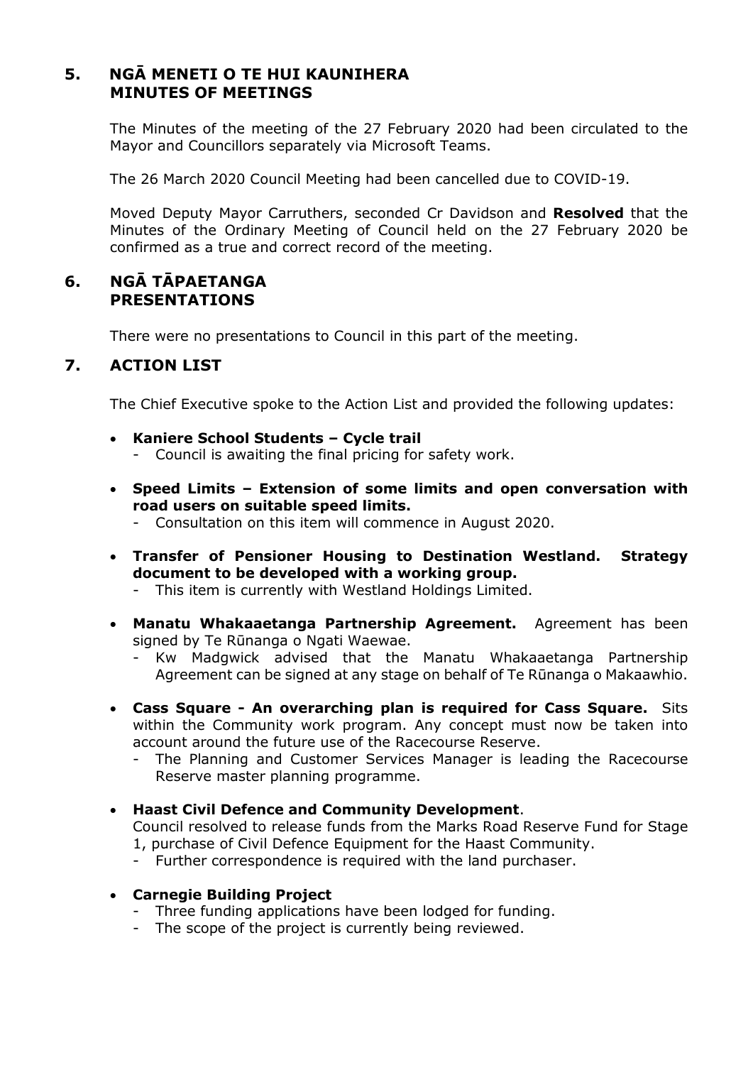## 5. NGĀ MENETI O TE HUI KAUNIHERA MINUTES OF MEETINGS

The Minutes of the meeting of the 27 February 2020 had been circulated to the Mayor and Councillors separately via Microsoft Teams.

The 26 March 2020 Council Meeting had been cancelled due to COVID-19.

Moved Deputy Mayor Carruthers, seconded Cr Davidson and **Resolved** that the Minutes of the Ordinary Meeting of Council held on the 27 February 2020 be confirmed as a true and correct record of the meeting.

## 6. NGĀ TĀPAETANGA PRESENTATIONS

There were no presentations to Council in this part of the meeting.

## 7. ACTION LIST

The Chief Executive spoke to the Action List and provided the following updates:

- **Kaniere School Students – Cycle trail**
  - Council is awaiting the final pricing for safety work.
- **Speed Limits – Extension of some limits and open conversation with road users on suitable speed limits.**
  - Consultation on this item will commence in August 2020.
- **Transfer of Pensioner Housing to Destination Westland. Strategy document to be developed with a working group.**
  - This item is currently with Westland Holdings Limited.
- **Manatu Whakaaetanga Partnership Agreement.** Agreement has been signed by Te Rūnanga o Ngati Waewae.
  - Kw Madgwick advised that the Manatu Whakaaetanga Partnership Agreement can be signed at any stage on behalf of Te Rūnanga o Makaawhio.
- **Cass Square - An overarching plan is required for Cass Square.** Sits within the Community work program. Any concept must now be taken into account around the future use of the Racecourse Reserve.
  - The Planning and Customer Services Manager is leading the Racecourse Reserve master planning programme.
- **Haast Civil Defence and Community Development**.
  Council resolved to release funds from the Marks Road Reserve Fund for Stage 1, purchase of Civil Defence Equipment for the Haast Community.
  - Further correspondence is required with the land purchaser.
- **Carnegie Building Project**
  - Three funding applications have been lodged for funding.
  - The scope of the project is currently being reviewed.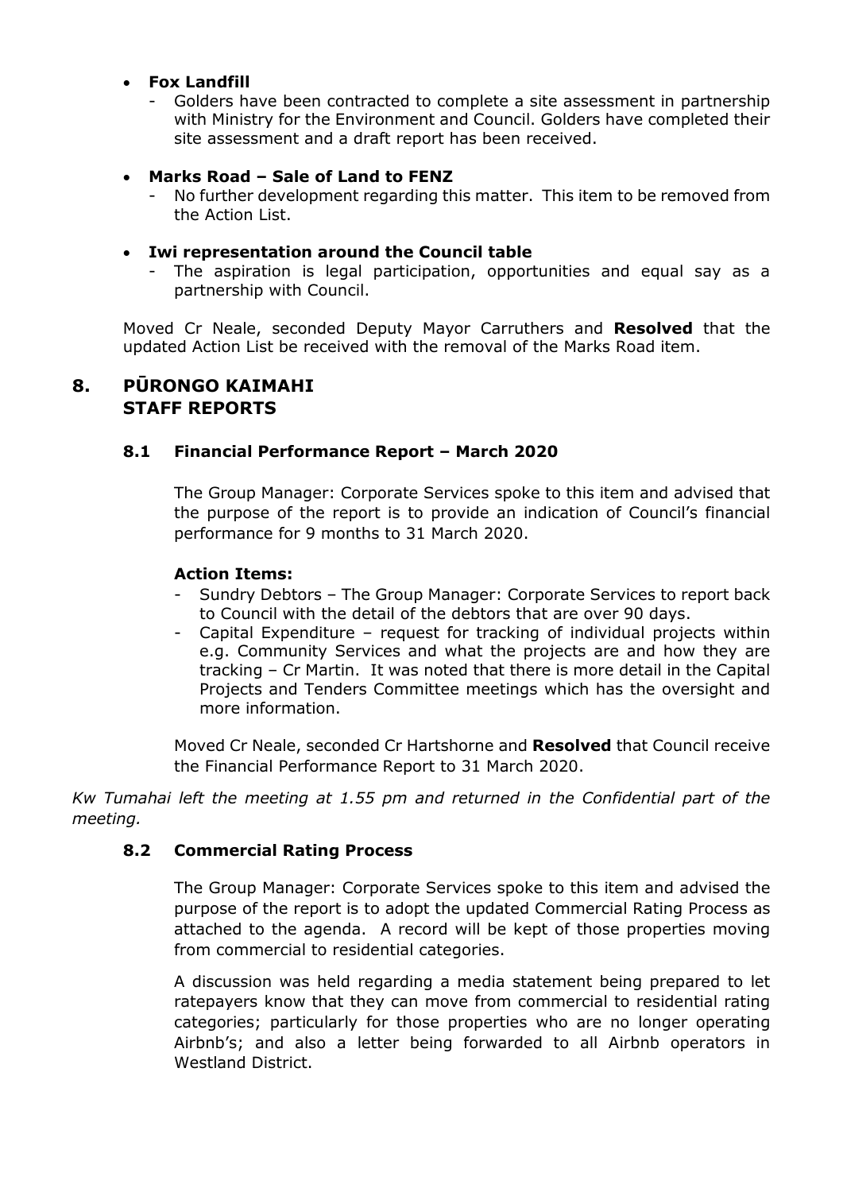- **Fox Landfill**
  - Golders have been contracted to complete a site assessment in partnership with Ministry for the Environment and Council. Golders have completed their site assessment and a draft report has been received.

- **Marks Road – Sale of Land to FENZ**
  - No further development regarding this matter. This item to be removed from the Action List.

- **Iwi representation around the Council table**
  - The aspiration is legal participation, opportunities and equal say as a partnership with Council.

Moved Cr Neale, seconded Deputy Mayor Carruthers and **Resolved** that the updated Action List be received with the removal of the Marks Road item.

## 8. PŪRONGO KAIMAHI STAFF REPORTS

### 8.1 Financial Performance Report – March 2020

The Group Manager: Corporate Services spoke to this item and advised that the purpose of the report is to provide an indication of Council's financial performance for 9 months to 31 March 2020.

**Action Items:**

- Sundry Debtors – The Group Manager: Corporate Services to report back to Council with the detail of the debtors that are over 90 days.
- Capital Expenditure – request for tracking of individual projects within e.g. Community Services and what the projects are and how they are tracking – Cr Martin. It was noted that there is more detail in the Capital Projects and Tenders Committee meetings which has the oversight and more information.

Moved Cr Neale, seconded Cr Hartshorne and **Resolved** that Council receive the Financial Performance Report to 31 March 2020.

*Kw Tumahai left the meeting at 1.55 pm and returned in the Confidential part of the meeting.*

### 8.2 Commercial Rating Process

The Group Manager: Corporate Services spoke to this item and advised the purpose of the report is to adopt the updated Commercial Rating Process as attached to the agenda. A record will be kept of those properties moving from commercial to residential categories.

A discussion was held regarding a media statement being prepared to let ratepayers know that they can move from commercial to residential rating categories; particularly for those properties who are no longer operating Airbnb's; and also a letter being forwarded to all Airbnb operators in Westland District.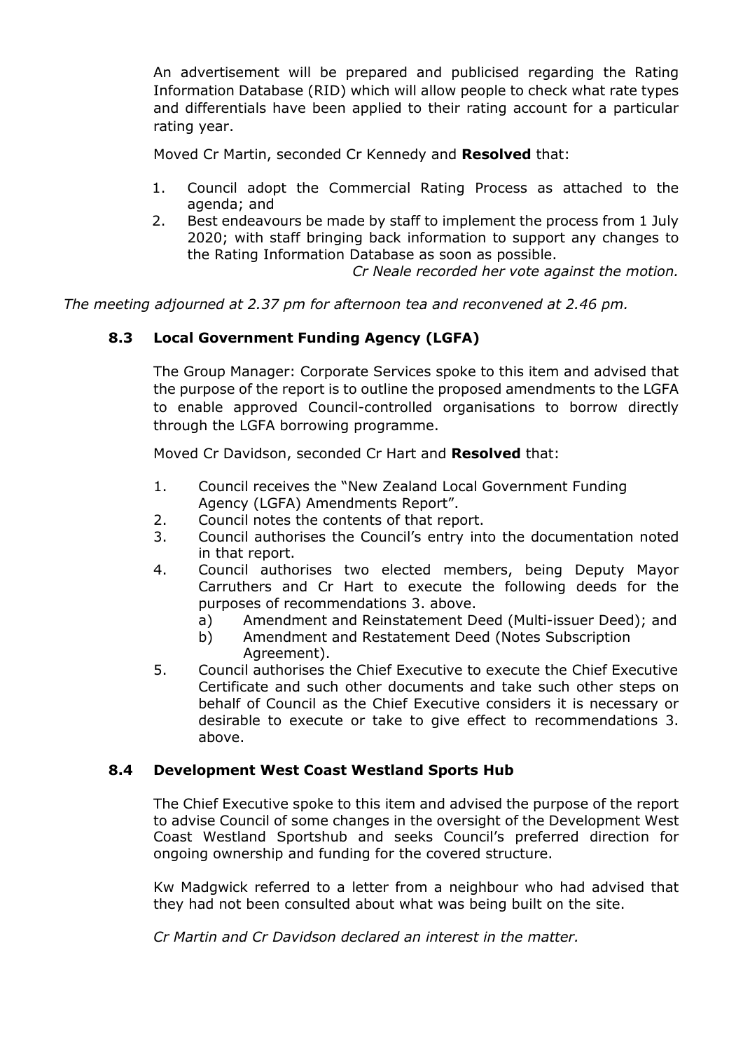An advertisement will be prepared and publicised regarding the Rating Information Database (RID) which will allow people to check what rate types and differentials have been applied to their rating account for a particular rating year.

Moved Cr Martin, seconded Cr Kennedy and **Resolved** that:

1. Council adopt the Commercial Rating Process as attached to the agenda; and
2. Best endeavours be made by staff to implement the process from 1 July 2020; with staff bringing back information to support any changes to the Rating Information Database as soon as possible.

*Cr Neale recorded her vote against the motion.*

*The meeting adjourned at 2.37 pm for afternoon tea and reconvened at 2.46 pm.*

### 8.3 Local Government Funding Agency (LGFA)

The Group Manager: Corporate Services spoke to this item and advised that the purpose of the report is to outline the proposed amendments to the LGFA to enable approved Council-controlled organisations to borrow directly through the LGFA borrowing programme.

Moved Cr Davidson, seconded Cr Hart and **Resolved** that:

1. Council receives the "New Zealand Local Government Funding Agency (LGFA) Amendments Report".
2. Council notes the contents of that report.
3. Council authorises the Council's entry into the documentation noted in that report.
4. Council authorises two elected members, being Deputy Mayor Carruthers and Cr Hart to execute the following deeds for the purposes of recommendations 3. above.
   a) Amendment and Reinstatement Deed (Multi-issuer Deed); and
   b) Amendment and Restatement Deed (Notes Subscription Agreement).
5. Council authorises the Chief Executive to execute the Chief Executive Certificate and such other documents and take such other steps on behalf of Council as the Chief Executive considers it is necessary or desirable to execute or take to give effect to recommendations 3. above.

### 8.4 Development West Coast Westland Sports Hub

The Chief Executive spoke to this item and advised the purpose of the report to advise Council of some changes in the oversight of the Development West Coast Westland Sportshub and seeks Council's preferred direction for ongoing ownership and funding for the covered structure.

Kw Madgwick referred to a letter from a neighbour who had advised that they had not been consulted about what was being built on the site.

*Cr Martin and Cr Davidson declared an interest in the matter.*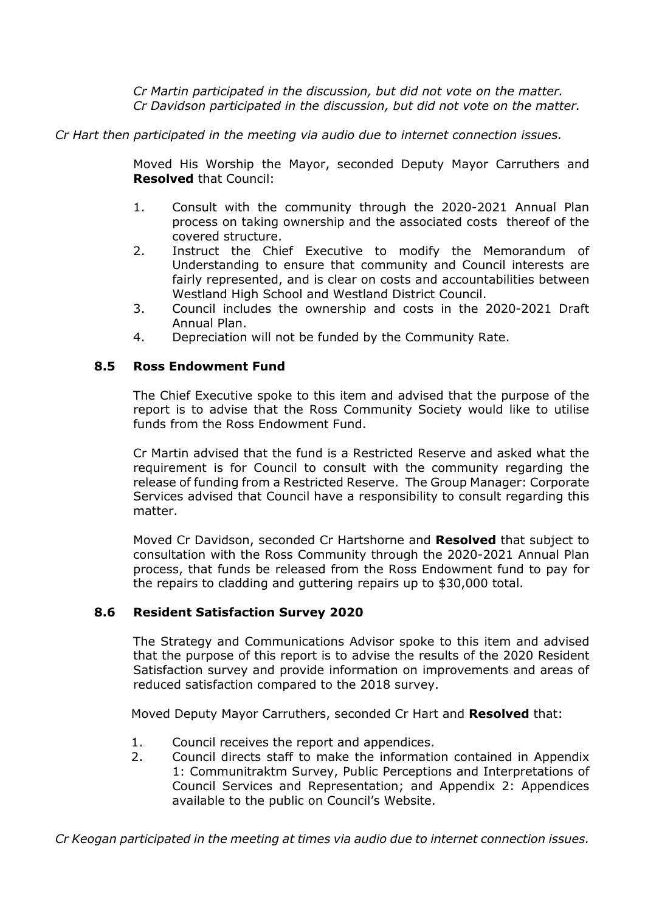*Cr Martin participated in the discussion, but did not vote on the matter.*
*Cr Davidson participated in the discussion, but did not vote on the matter.*

*Cr Hart then participated in the meeting via audio due to internet connection issues.*

Moved His Worship the Mayor, seconded Deputy Mayor Carruthers and **Resolved** that Council:

1. Consult with the community through the 2020-2021 Annual Plan process on taking ownership and the associated costs thereof of the covered structure.
2. Instruct the Chief Executive to modify the Memorandum of Understanding to ensure that community and Council interests are fairly represented, and is clear on costs and accountabilities between Westland High School and Westland District Council.
3. Council includes the ownership and costs in the 2020-2021 Draft Annual Plan.
4. Depreciation will not be funded by the Community Rate.

### 8.5 Ross Endowment Fund

The Chief Executive spoke to this item and advised that the purpose of the report is to advise that the Ross Community Society would like to utilise funds from the Ross Endowment Fund.

Cr Martin advised that the fund is a Restricted Reserve and asked what the requirement is for Council to consult with the community regarding the release of funding from a Restricted Reserve. The Group Manager: Corporate Services advised that Council have a responsibility to consult regarding this matter.

Moved Cr Davidson, seconded Cr Hartshorne and **Resolved** that subject to consultation with the Ross Community through the 2020-2021 Annual Plan process, that funds be released from the Ross Endowment fund to pay for the repairs to cladding and guttering repairs up to $30,000 total.

### 8.6 Resident Satisfaction Survey 2020

The Strategy and Communications Advisor spoke to this item and advised that the purpose of this report is to advise the results of the 2020 Resident Satisfaction survey and provide information on improvements and areas of reduced satisfaction compared to the 2018 survey.

Moved Deputy Mayor Carruthers, seconded Cr Hart and **Resolved** that:

1. Council receives the report and appendices.
2. Council directs staff to make the information contained in Appendix 1: Communitraktm Survey, Public Perceptions and Interpretations of Council Services and Representation; and Appendix 2: Appendices available to the public on Council's Website.

*Cr Keogan participated in the meeting at times via audio due to internet connection issues.*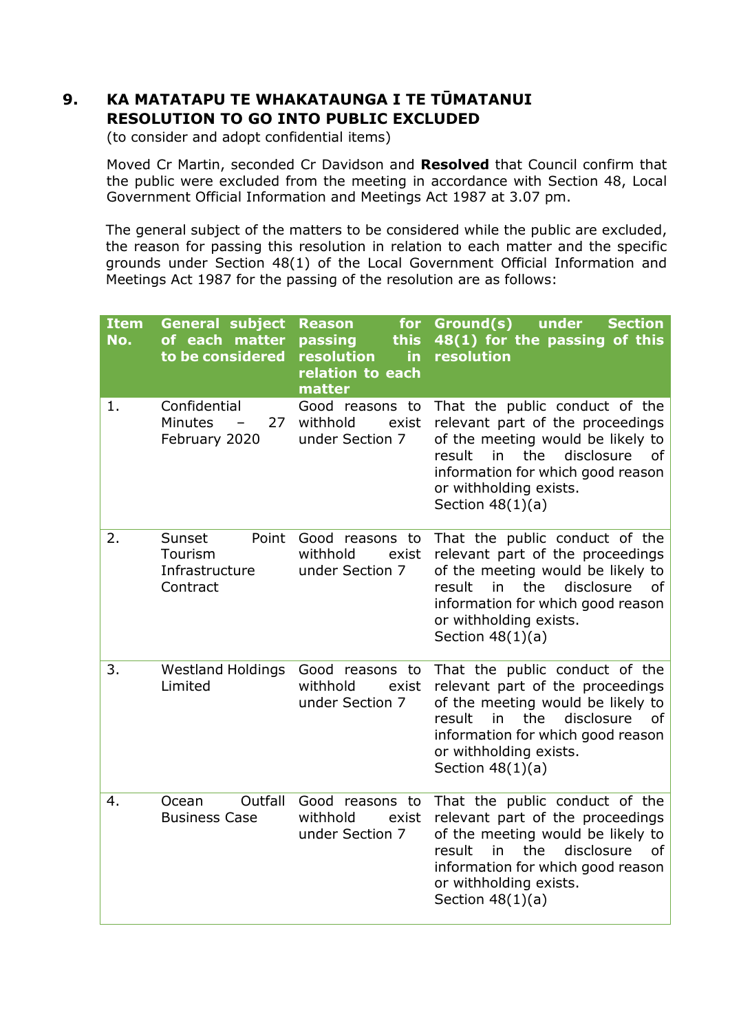## 9. KA MATATAPU TE WHAKATAUNGA I TE TŪMATANUI RESOLUTION TO GO INTO PUBLIC EXCLUDED

(to consider and adopt confidential items)

Moved Cr Martin, seconded Cr Davidson and **Resolved** that Council confirm that the public were excluded from the meeting in accordance with Section 48, Local Government Official Information and Meetings Act 1987 at 3.07 pm.

The general subject of the matters to be considered while the public are excluded, the reason for passing this resolution in relation to each matter and the specific grounds under Section 48(1) of the Local Government Official Information and Meetings Act 1987 for the passing of the resolution are as follows:

| Item No. | General subject of each matter to be considered | Reason for passing this resolution in relation to each matter | Ground(s) under Section 48(1) for the passing of this resolution |
|---|---|---|---|
| 1. | Confidential Minutes – 27 February 2020 | Good reasons to withhold exist under Section 7 | That the public conduct of the relevant part of the proceedings of the meeting would be likely to result in the disclosure of information for which good reason or withholding exists. Section 48(1)(a) |
| 2. | Sunset Point Tourism Infrastructure Contract | Good reasons to withhold exist under Section 7 | That the public conduct of the relevant part of the proceedings of the meeting would be likely to result in the disclosure of information for which good reason or withholding exists. Section 48(1)(a) |
| 3. | Westland Holdings Limited | Good reasons to withhold exist under Section 7 | That the public conduct of the relevant part of the proceedings of the meeting would be likely to result in the disclosure of information for which good reason or withholding exists. Section 48(1)(a) |
| 4. | Ocean Outfall Business Case | Good reasons to withhold exist under Section 7 | That the public conduct of the relevant part of the proceedings of the meeting would be likely to result in the disclosure of information for which good reason or withholding exists. Section 48(1)(a) |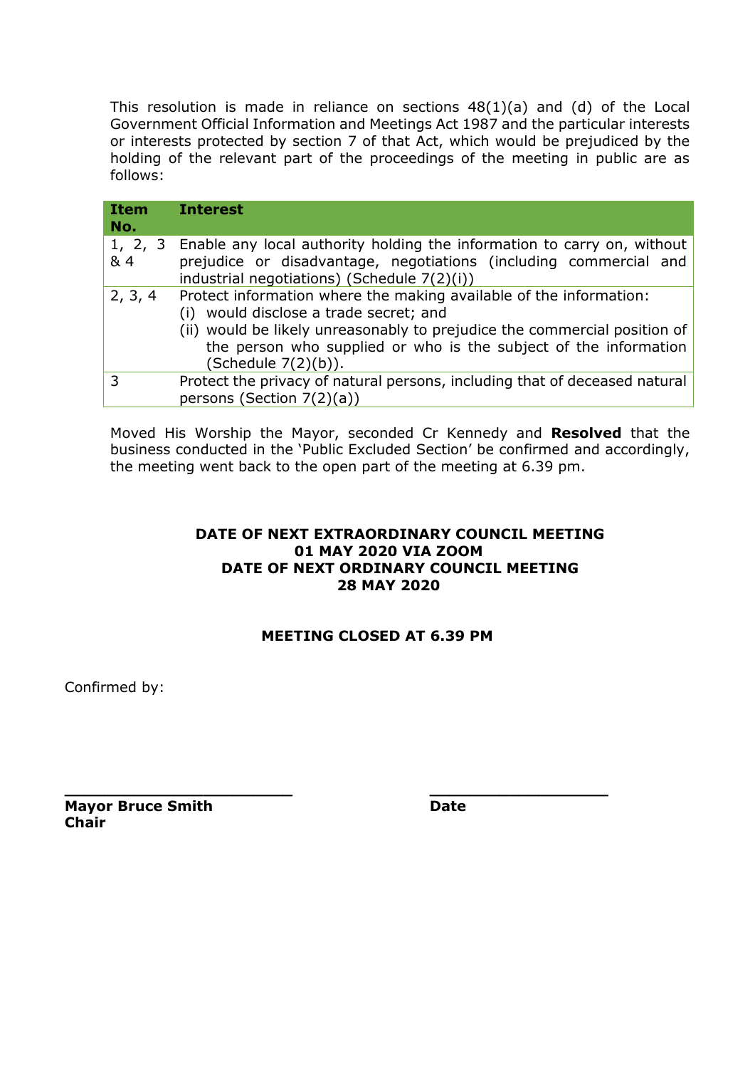This resolution is made in reliance on sections 48(1)(a) and (d) of the Local Government Official Information and Meetings Act 1987 and the particular interests or interests protected by section 7 of that Act, which would be prejudiced by the holding of the relevant part of the proceedings of the meeting in public are as follows:

| Item No. | Interest |
|---|---|
| 1, 2, 3 & 4 | Enable any local authority holding the information to carry on, without prejudice or disadvantage, negotiations (including commercial and industrial negotiations) (Schedule 7(2)(i)) |
| 2, 3, 4 | Protect information where the making available of the information:<br>(i) would disclose a trade secret; and<br>(ii) would be likely unreasonably to prejudice the commercial position of the person who supplied or who is the subject of the information (Schedule 7(2)(b)). |
| 3 | Protect the privacy of natural persons, including that of deceased natural persons (Section 7(2)(a)) |

Moved His Worship the Mayor, seconded Cr Kennedy and **Resolved** that the business conducted in the 'Public Excluded Section' be confirmed and accordingly, the meeting went back to the open part of the meeting at 6.39 pm.

**DATE OF NEXT EXTRAORDINARY COUNCIL MEETING**
**01 MAY 2020 VIA ZOOM**
**DATE OF NEXT ORDINARY COUNCIL MEETING**
**28 MAY 2020**

**MEETING CLOSED AT 6.39 PM**

Confirmed by:

\_\_\_\_\_\_\_\_\_\_\_\_\_\_\_\_\_\_\_\_\_\_\_\_ \_\_\_\_\_\_\_\_\_\_\_\_\_\_\_\_\_\_\_

**Mayor Bruce Smith** **Date**
**Chair**